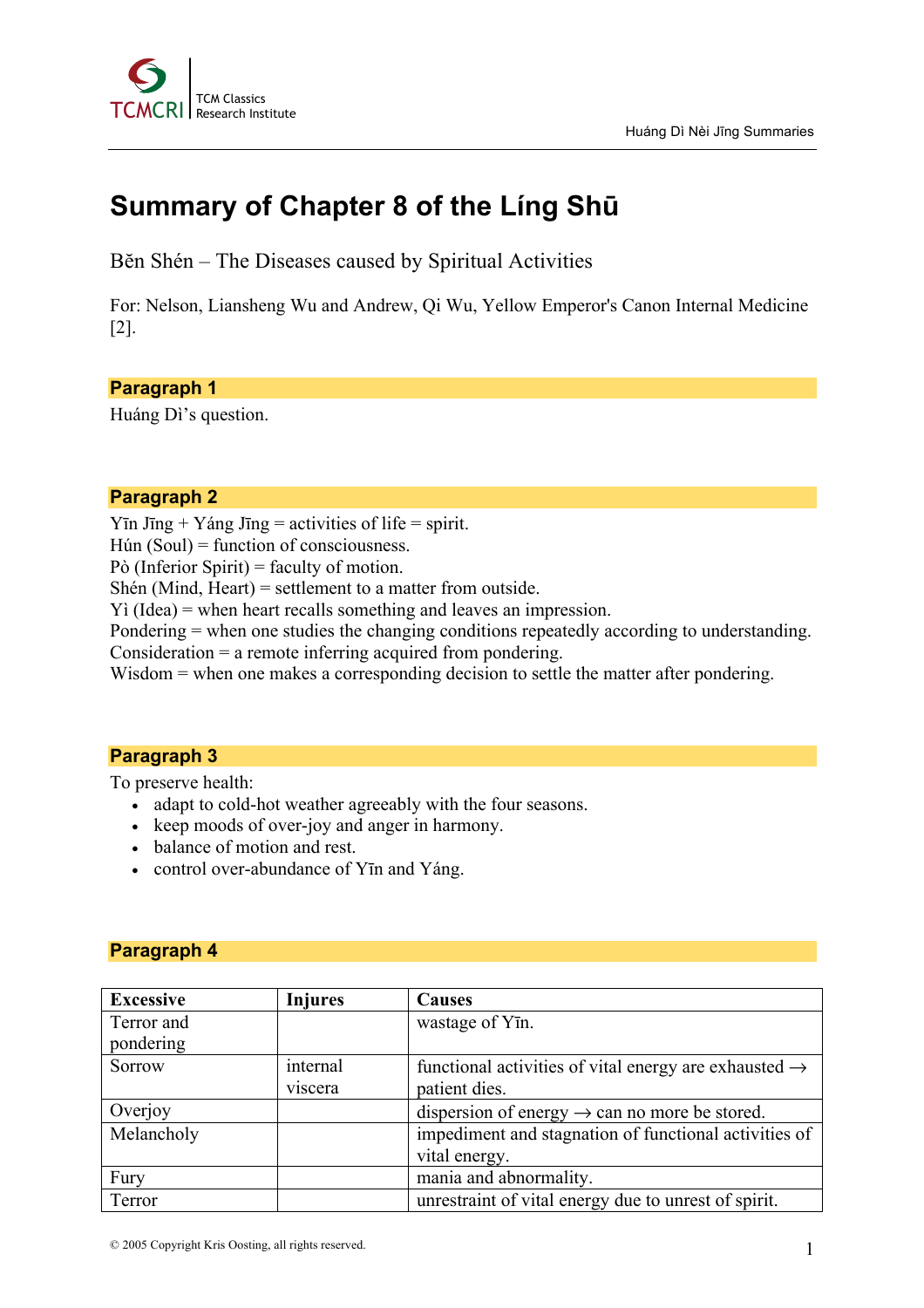# Summary of Chapter 8 of the Líng Shū

Běn Shén – The Diseases caused by Spiritual Activities

For: Nelson, Liansheng Wu and Andrew, Qi Wu, Yellow Emperor's Canon Internal Medicine [2].

## Paragraph 1

Huáng Dì's question.

## Paragraph 2

Yīn Jīng + Yáng Jīng = activities of life = spirit.
Hún (Soul) = function of consciousness.
Pò (Inferior Spirit) = faculty of motion.
Shén (Mind, Heart) = settlement to a matter from outside.
Yì (Idea) = when heart recalls something and leaves an impression.
Pondering = when one studies the changing conditions repeatedly according to understanding.
Consideration = a remote inferring acquired from pondering.
Wisdom = when one makes a corresponding decision to settle the matter after pondering.

## Paragraph 3

To preserve health:

- adapt to cold-hot weather agreeably with the four seasons.
- keep moods of over-joy and anger in harmony.
- balance of motion and rest.
- control over-abundance of Yīn and Yáng.

## Paragraph 4

| Excessive | Injures | Causes |
|---|---|---|
| Terror and pondering | | wastage of Yīn. |
| Sorrow | internal viscera | functional activities of vital energy are exhausted → patient dies. |
| Overjoy | | dispersion of energy → can no more be stored. |
| Melancholy | | impediment and stagnation of functional activities of vital energy. |
| Fury | | mania and abnormality. |
| Terror | | unrestraint of vital energy due to unrest of spirit. |

© 2005 Copyright Kris Oosting, all rights reserved.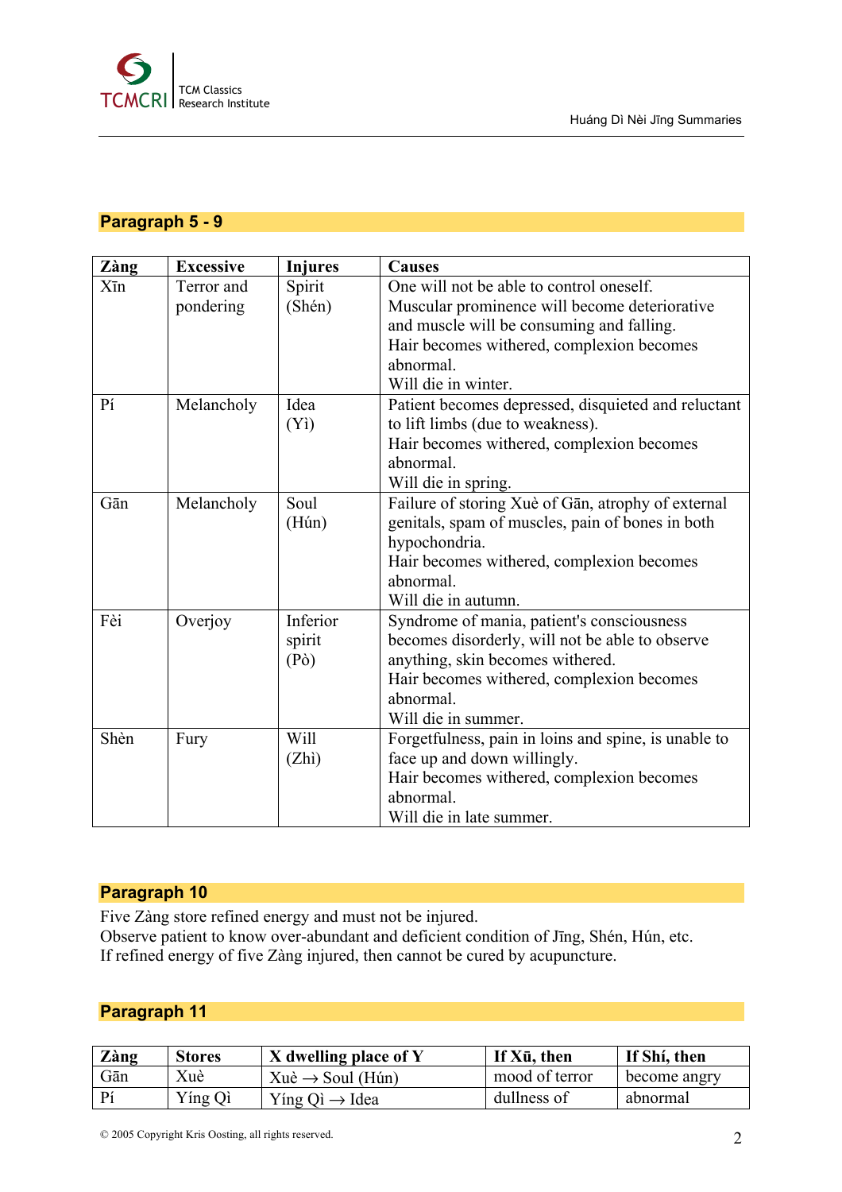## Paragraph 5 - 9

| Zàng | Excessive | Injures | Causes |
|---|---|---|---|
| Xīn | Terror and pondering | Spirit (Shén) | One will not be able to control oneself. Muscular prominence will become deteriorative and muscle will be consuming and falling. Hair becomes withered, complexion becomes abnormal. Will die in winter. |
| Pí | Melancholy | Idea (Yì) | Patient becomes depressed, disquieted and reluctant to lift limbs (due to weakness). Hair becomes withered, complexion becomes abnormal. Will die in spring. |
| Gān | Melancholy | Soul (Hún) | Failure of storing Xuè of Gān, atrophy of external genitals, spam of muscles, pain of bones in both hypochondria. Hair becomes withered, complexion becomes abnormal. Will die in autumn. |
| Fèi | Overjoy | Inferior spirit (Pò) | Syndrome of mania, patient's consciousness becomes disorderly, will not be able to observe anything, skin becomes withered. Hair becomes withered, complexion becomes abnormal. Will die in summer. |
| Shèn | Fury | Will (Zhì) | Forgetfulness, pain in loins and spine, is unable to face up and down willingly. Hair becomes withered, complexion becomes abnormal. Will die in late summer. |

## Paragraph 10

Five Zàng store refined energy and must not be injured.
Observe patient to know over-abundant and deficient condition of Jīng, Shén, Hún, etc.
If refined energy of five Zàng injured, then cannot be cured by acupuncture.

## Paragraph 11

| Zàng | Stores | X dwelling place of Y | If Xū, then | If Shí, then |
|---|---|---|---|---|
| Gān | Xuè | Xuè → Soul (Hún) | mood of terror | become angry |
| Pí | Yíng Qì | Yíng Qì → Idea | dullness of | abnormal |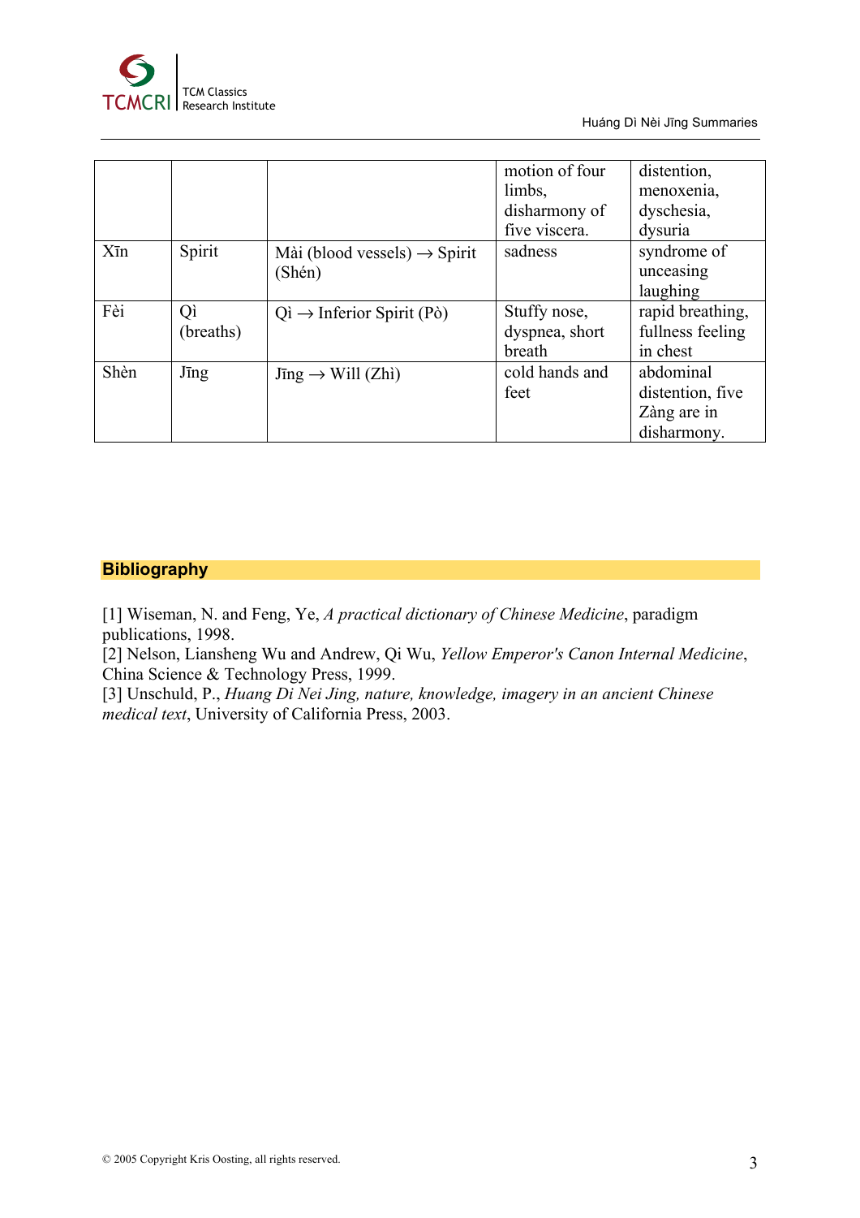| | | | | |
|---|---|---|---|---|
| | | | motion of four limbs, disharmony of five viscera. | distention, menoxenia, dyschesia, dysuria |
| Xīn | Spirit | Mài (blood vessels) → Spirit (Shén) | sadness | syndrome of unceasing laughing |
| Fèi | Qì (breaths) | Qì → Inferior Spirit (Pò) | Stuffy nose, dyspnea, short breath | rapid breathing, fullness feeling in chest |
| Shèn | Jīng | Jīng → Will (Zhì) | cold hands and feet | abdominal distention, five Zàng are in disharmony. |

## Bibliography

[1] Wiseman, N. and Feng, Ye, *A practical dictionary of Chinese Medicine*, paradigm publications, 1998.
[2] Nelson, Liansheng Wu and Andrew, Qi Wu, *Yellow Emperor's Canon Internal Medicine*, China Science & Technology Press, 1999.
[3] Unschuld, P., *Huang Di Nei Jing, nature, knowledge, imagery in an ancient Chinese medical text*, University of California Press, 2003.

© 2005 Copyright Kris Oosting, all rights reserved.